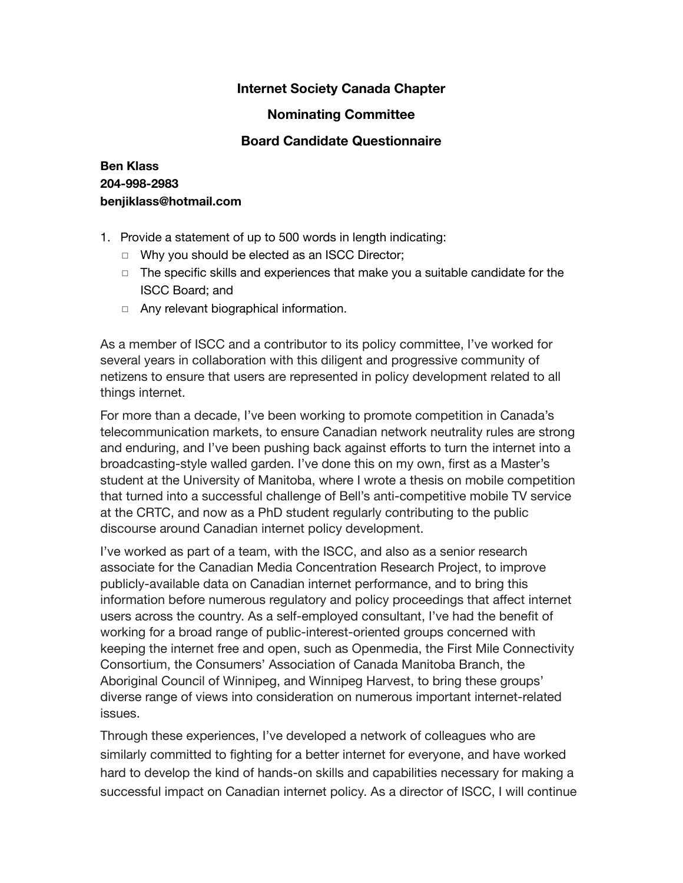**Internet Society Canada Chapter**

**Nominating Committee**

**Board Candidate Questionnaire**

**Ben Klass**
**204-998-2983**
**benjiklass@hotmail.com**

1. Provide a statement of up to 500 words in length indicating:
   - Why you should be elected as an ISCC Director;
   - The specific skills and experiences that make you a suitable candidate for the ISCC Board; and
   - Any relevant biographical information.

As a member of ISCC and a contributor to its policy committee, I've worked for several years in collaboration with this diligent and progressive community of netizens to ensure that users are represented in policy development related to all things internet.

For more than a decade, I've been working to promote competition in Canada's telecommunication markets, to ensure Canadian network neutrality rules are strong and enduring, and I've been pushing back against efforts to turn the internet into a broadcasting-style walled garden. I've done this on my own, first as a Master's student at the University of Manitoba, where I wrote a thesis on mobile competition that turned into a successful challenge of Bell's anti-competitive mobile TV service at the CRTC, and now as a PhD student regularly contributing to the public discourse around Canadian internet policy development.

I've worked as part of a team, with the ISCC, and also as a senior research associate for the Canadian Media Concentration Research Project, to improve publicly-available data on Canadian internet performance, and to bring this information before numerous regulatory and policy proceedings that affect internet users across the country. As a self-employed consultant, I've had the benefit of working for a broad range of public-interest-oriented groups concerned with keeping the internet free and open, such as Openmedia, the First Mile Connectivity Consortium, the Consumers' Association of Canada Manitoba Branch, the Aboriginal Council of Winnipeg, and Winnipeg Harvest, to bring these groups' diverse range of views into consideration on numerous important internet-related issues.

Through these experiences, I've developed a network of colleagues who are similarly committed to fighting for a better internet for everyone, and have worked hard to develop the kind of hands-on skills and capabilities necessary for making a successful impact on Canadian internet policy. As a director of ISCC, I will continue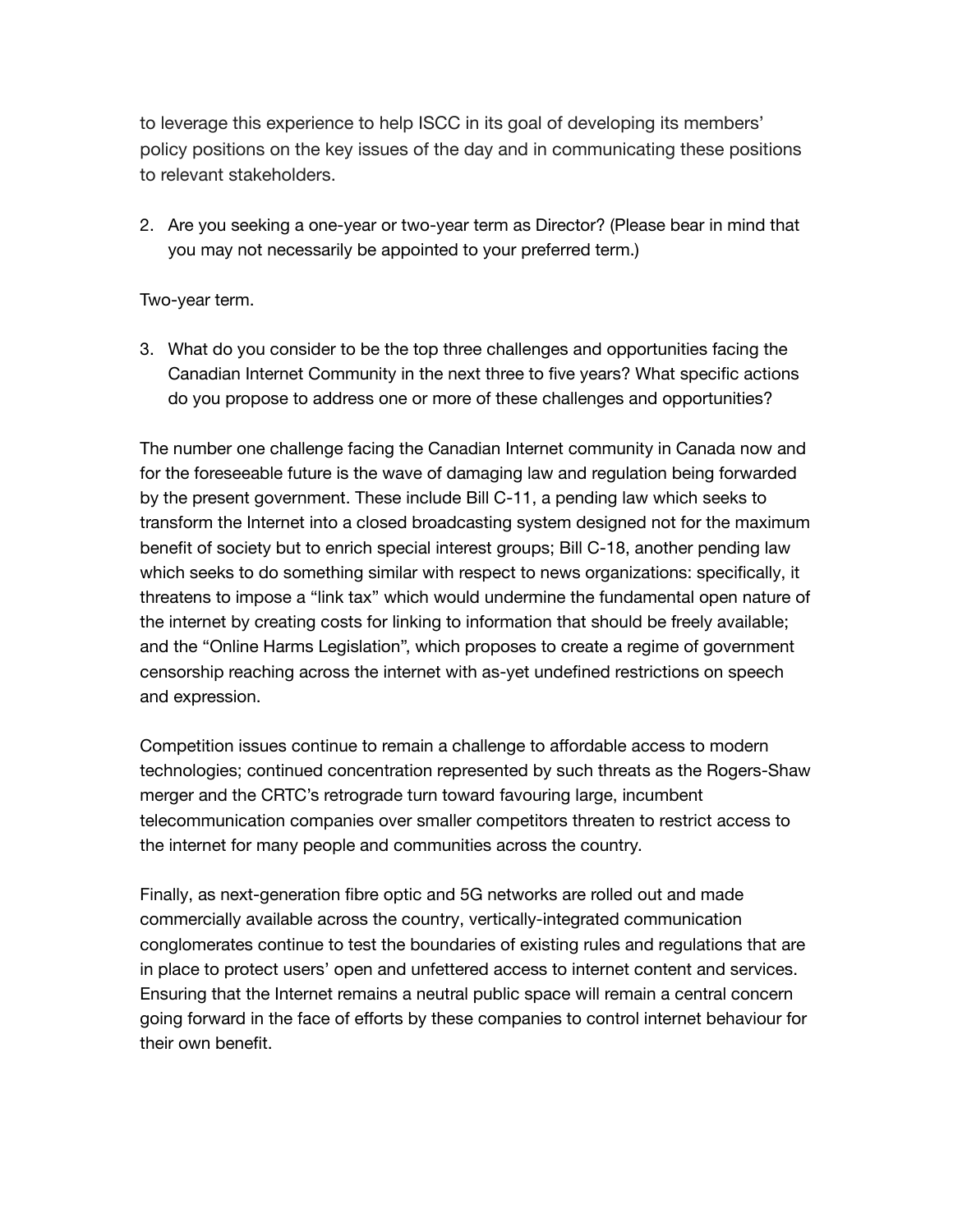to leverage this experience to help ISCC in its goal of developing its members' policy positions on the key issues of the day and in communicating these positions to relevant stakeholders.

2. Are you seeking a one-year or two-year term as Director? (Please bear in mind that you may not necessarily be appointed to your preferred term.)

Two-year term.

3. What do you consider to be the top three challenges and opportunities facing the Canadian Internet Community in the next three to five years? What specific actions do you propose to address one or more of these challenges and opportunities?

The number one challenge facing the Canadian Internet community in Canada now and for the foreseeable future is the wave of damaging law and regulation being forwarded by the present government. These include Bill C-11, a pending law which seeks to transform the Internet into a closed broadcasting system designed not for the maximum benefit of society but to enrich special interest groups; Bill C-18, another pending law which seeks to do something similar with respect to news organizations: specifically, it threatens to impose a "link tax" which would undermine the fundamental open nature of the internet by creating costs for linking to information that should be freely available; and the "Online Harms Legislation", which proposes to create a regime of government censorship reaching across the internet with as-yet undefined restrictions on speech and expression.

Competition issues continue to remain a challenge to affordable access to modern technologies; continued concentration represented by such threats as the Rogers-Shaw merger and the CRTC's retrograde turn toward favouring large, incumbent telecommunication companies over smaller competitors threaten to restrict access to the internet for many people and communities across the country.

Finally, as next-generation fibre optic and 5G networks are rolled out and made commercially available across the country, vertically-integrated communication conglomerates continue to test the boundaries of existing rules and regulations that are in place to protect users' open and unfettered access to internet content and services. Ensuring that the Internet remains a neutral public space will remain a central concern going forward in the face of efforts by these companies to control internet behaviour for their own benefit.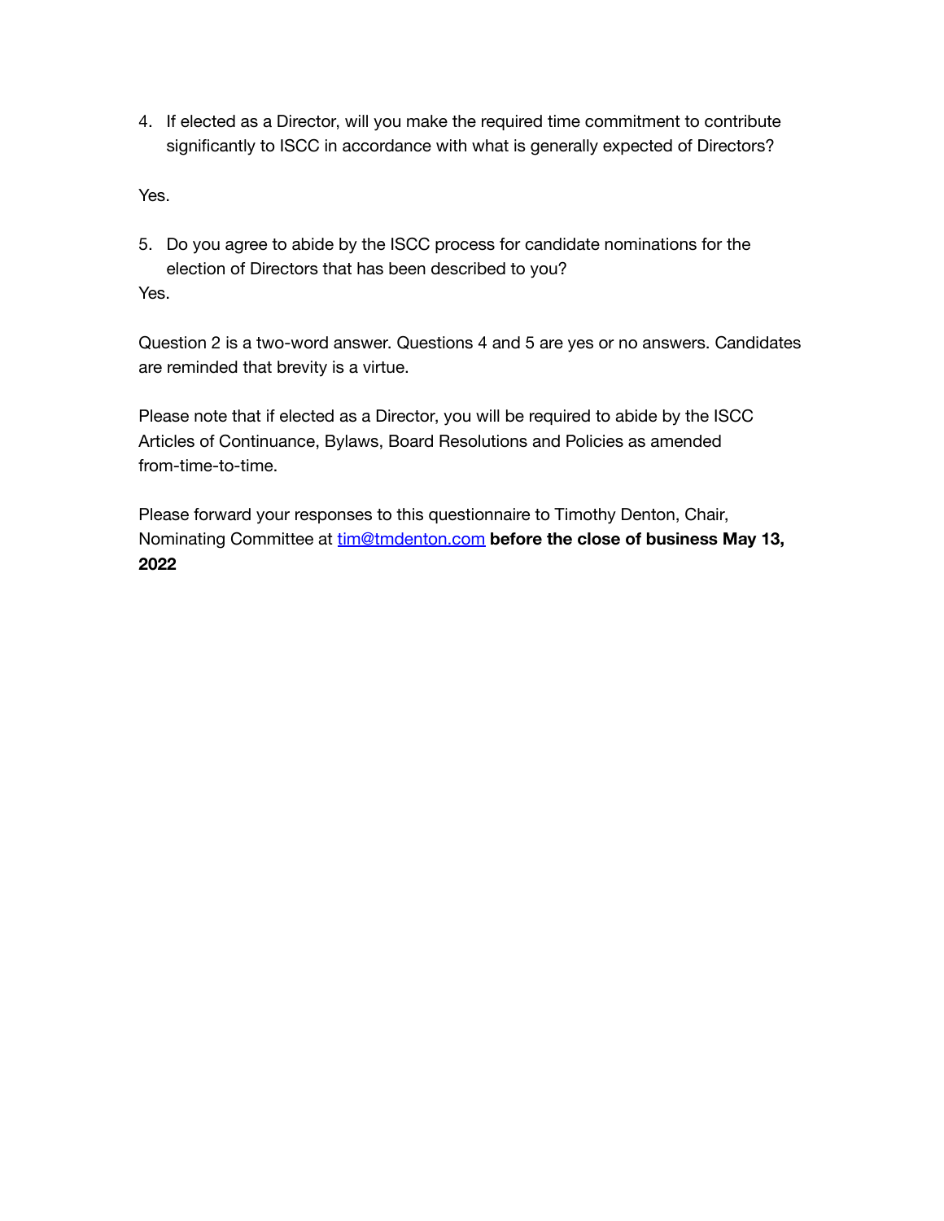4. If elected as a Director, will you make the required time commitment to contribute significantly to ISCC in accordance with what is generally expected of Directors?

Yes.

5. Do you agree to abide by the ISCC process for candidate nominations for the election of Directors that has been described to you?

Yes.

Question 2 is a two-word answer. Questions 4 and 5 are yes or no answers. Candidates are reminded that brevity is a virtue.

Please note that if elected as a Director, you will be required to abide by the ISCC Articles of Continuance, Bylaws, Board Resolutions and Policies as amended from-time-to-time.

Please forward your responses to this questionnaire to Timothy Denton, Chair, Nominating Committee at tim@tmdenton.com **before the close of business May 13, 2022**